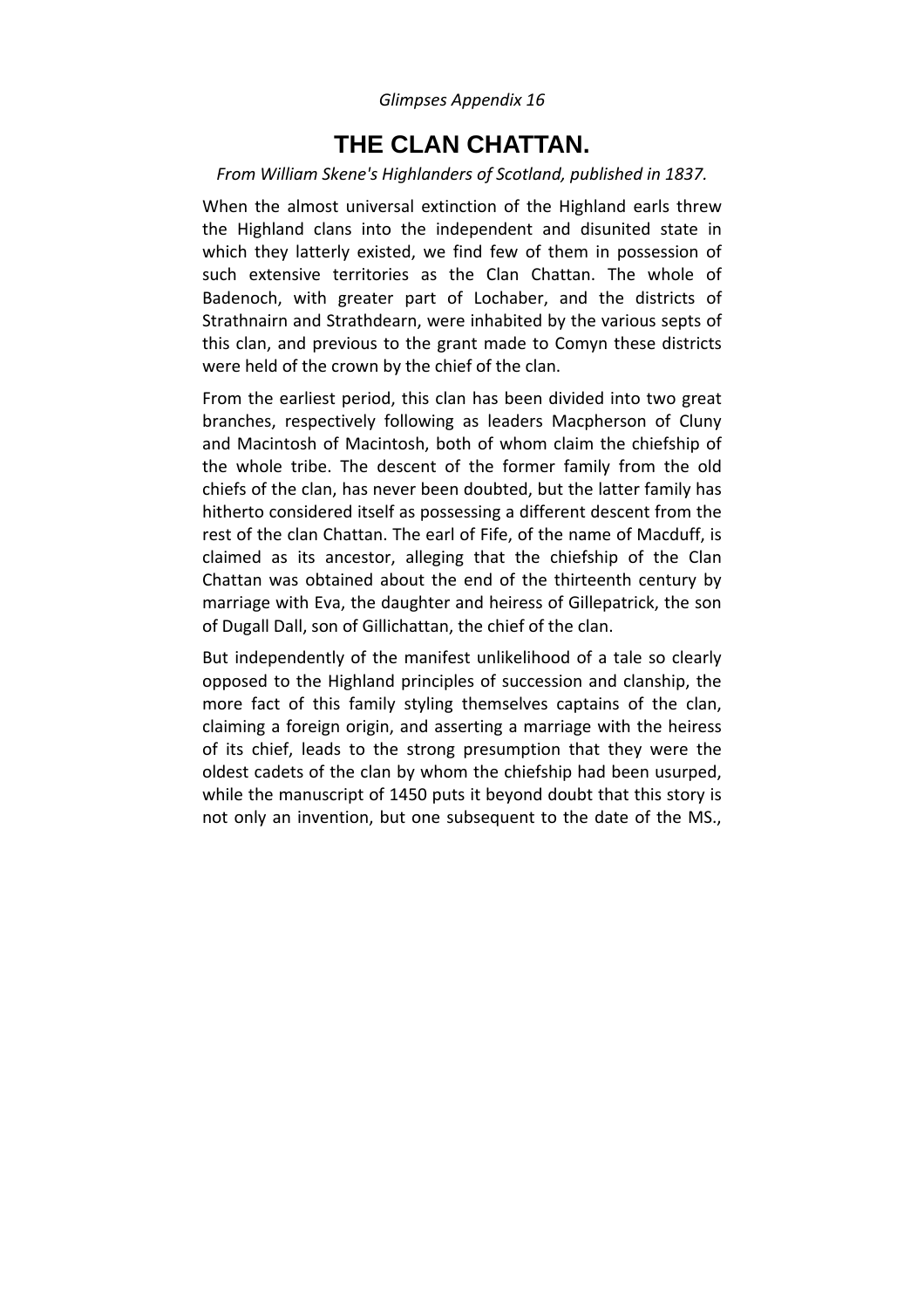*Glimpses Appendix 16*

# THE CLAN CHATTAN.

*From William Skene's Highlanders of Scotland, published in 1837.*

When the almost universal extinction of the Highland earls threw the Highland clans into the independent and disunited state in which they latterly existed, we find few of them in possession of such extensive territories as the Clan Chattan. The whole of Badenoch, with greater part of Lochaber, and the districts of Strathnairn and Strathdearn, were inhabited by the various septs of this clan, and previous to the grant made to Comyn these districts were held of the crown by the chief of the clan.

From the earliest period, this clan has been divided into two great branches, respectively following as leaders Macpherson of Cluny and Macintosh of Macintosh, both of whom claim the chiefship of the whole tribe. The descent of the former family from the old chiefs of the clan, has never been doubted, but the latter family has hitherto considered itself as possessing a different descent from the rest of the clan Chattan. The earl of Fife, of the name of Macduff, is claimed as its ancestor, alleging that the chiefship of the Clan Chattan was obtained about the end of the thirteenth century by marriage with Eva, the daughter and heiress of Gillepatrick, the son of Dugall Dall, son of Gillichattan, the chief of the clan.

But independently of the manifest unlikelihood of a tale so clearly opposed to the Highland principles of succession and clanship, the more fact of this family styling themselves captains of the clan, claiming a foreign origin, and asserting a marriage with the heiress of its chief, leads to the strong presumption that they were the oldest cadets of the clan by whom the chiefship had been usurped, while the manuscript of 1450 puts it beyond doubt that this story is not only an invention, but one subsequent to the date of the MS.,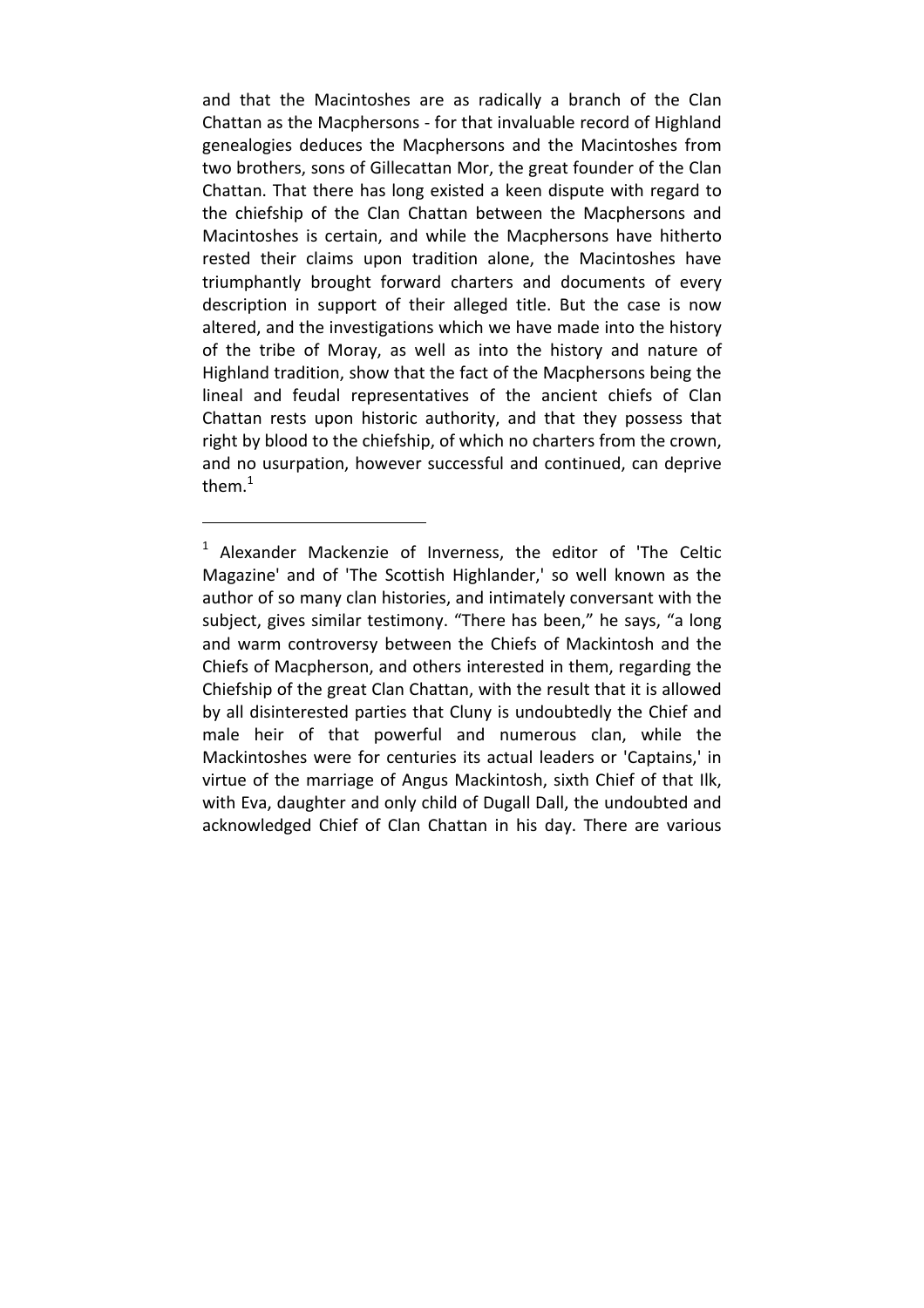and that the Macintoshes are as radically a branch of the Clan Chattan as the Macphersons - for that invaluable record of Highland genealogies deduces the Macphersons and the Macintoshes from two brothers, sons of Gillecattan Mor, the great founder of the Clan Chattan. That there has long existed a keen dispute with regard to the chiefship of the Clan Chattan between the Macphersons and Macintoshes is certain, and while the Macphersons have hitherto rested their claims upon tradition alone, the Macintoshes have triumphantly brought forward charters and documents of every description in support of their alleged title. But the case is now altered, and the investigations which we have made into the history of the tribe of Moray, as well as into the history and nature of Highland tradition, show that the fact of the Macphersons being the lineal and feudal representatives of the ancient chiefs of Clan Chattan rests upon historic authority, and that they possess that right by blood to the chiefship, of which no charters from the crown, and no usurpation, however successful and continued, can deprive them.[1]

---

[1] Alexander Mackenzie of Inverness, the editor of 'The Celtic Magazine' and of 'The Scottish Highlander,' so well known as the author of so many clan histories, and intimately conversant with the subject, gives similar testimony. “There has been,” he says, “a long and warm controversy between the Chiefs of Mackintosh and the Chiefs of Macpherson, and others interested in them, regarding the Chiefship of the great Clan Chattan, with the result that it is allowed by all disinterested parties that Cluny is undoubtedly the Chief and male heir of that powerful and numerous clan, while the Mackintoshes were for centuries its actual leaders or 'Captains,' in virtue of the marriage of Angus Mackintosh, sixth Chief of that Ilk, with Eva, daughter and only child of Dugall Dall, the undoubted and acknowledged Chief of Clan Chattan in his day. There are various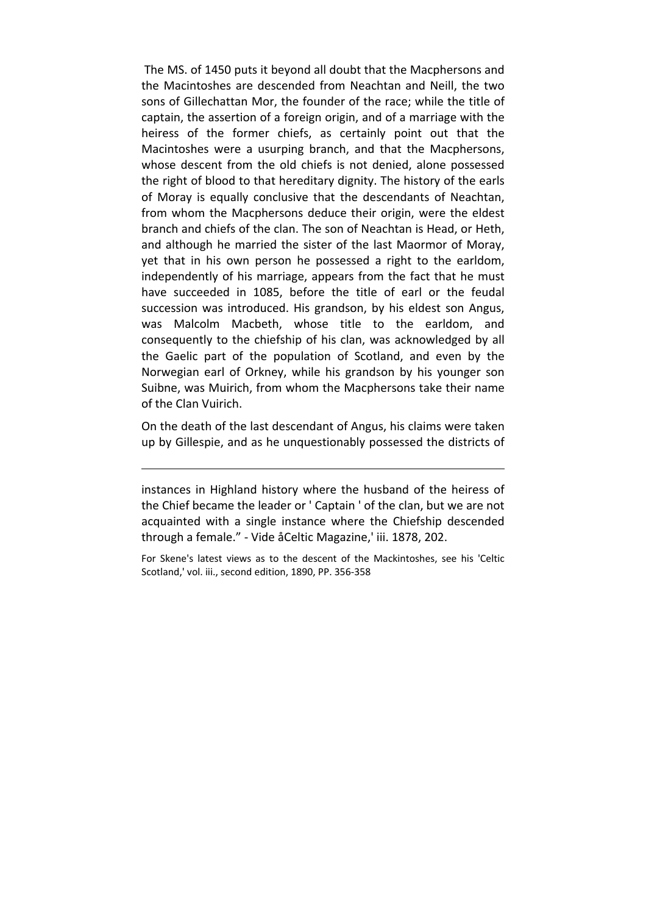The MS. of 1450 puts it beyond all doubt that the Macphersons and the Macintoshes are descended from Neachtan and Neill, the two sons of Gillechattan Mor, the founder of the race; while the title of captain, the assertion of a foreign origin, and of a marriage with the heiress of the former chiefs, as certainly point out that the Macintoshes were a usurping branch, and that the Macphersons, whose descent from the old chiefs is not denied, alone possessed the right of blood to that hereditary dignity. The history of the earls of Moray is equally conclusive that the descendants of Neachtan, from whom the Macphersons deduce their origin, were the eldest branch and chiefs of the clan. The son of Neachtan is Head, or Heth, and although he married the sister of the last Maormor of Moray, yet that in his own person he possessed a right to the earldom, independently of his marriage, appears from the fact that he must have succeeded in 1085, before the title of earl or the feudal succession was introduced. His grandson, by his eldest son Angus, was Malcolm Macbeth, whose title to the earldom, and consequently to the chiefship of his clan, was acknowledged by all the Gaelic part of the population of Scotland, and even by the Norwegian earl of Orkney, while his grandson by his younger son Suibne, was Muirich, from whom the Macphersons take their name of the Clan Vuirich.

On the death of the last descendant of Angus, his claims were taken up by Gillespie, and as he unquestionably possessed the districts of

---

instances in Highland history where the husband of the heiress of the Chief became the leader or ' Captain ' of the clan, but we are not acquainted with a single instance where the Chiefship descended through a female." - Vide åCeltic Magazine,' iii. 1878, 202.

For Skene's latest views as to the descent of the Mackintoshes, see his 'Celtic Scotland,' vol. iii., second edition, 1890, PP. 356-358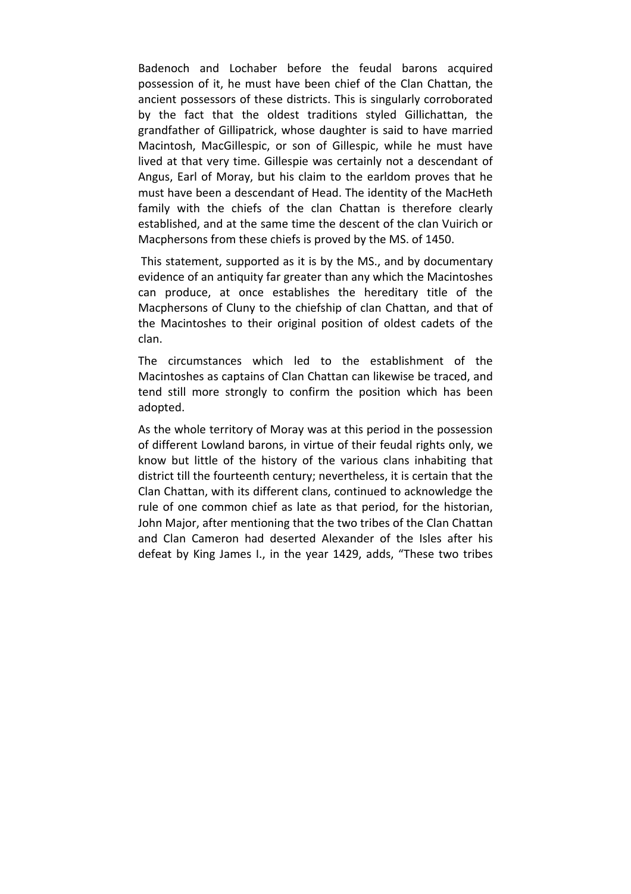Badenoch and Lochaber before the feudal barons acquired possession of it, he must have been chief of the Clan Chattan, the ancient possessors of these districts. This is singularly corroborated by the fact that the oldest traditions styled Gillichattan, the grandfather of Gillipatrick, whose daughter is said to have married Macintosh, MacGillespic, or son of Gillespic, while he must have lived at that very time. Gillespie was certainly not a descendant of Angus, Earl of Moray, but his claim to the earldom proves that he must have been a descendant of Head. The identity of the MacHeth family with the chiefs of the clan Chattan is therefore clearly established, and at the same time the descent of the clan Vuirich or Macphersons from these chiefs is proved by the MS. of 1450.

This statement, supported as it is by the MS., and by documentary evidence of an antiquity far greater than any which the Macintoshes can produce, at once establishes the hereditary title of the Macphersons of Cluny to the chiefship of clan Chattan, and that of the Macintoshes to their original position of oldest cadets of the clan.

The circumstances which led to the establishment of the Macintoshes as captains of Clan Chattan can likewise be traced, and tend still more strongly to confirm the position which has been adopted.

As the whole territory of Moray was at this period in the possession of different Lowland barons, in virtue of their feudal rights only, we know but little of the history of the various clans inhabiting that district till the fourteenth century; nevertheless, it is certain that the Clan Chattan, with its different clans, continued to acknowledge the rule of one common chief as late as that period, for the historian, John Major, after mentioning that the two tribes of the Clan Chattan and Clan Cameron had deserted Alexander of the Isles after his defeat by King James I., in the year 1429, adds, "These two tribes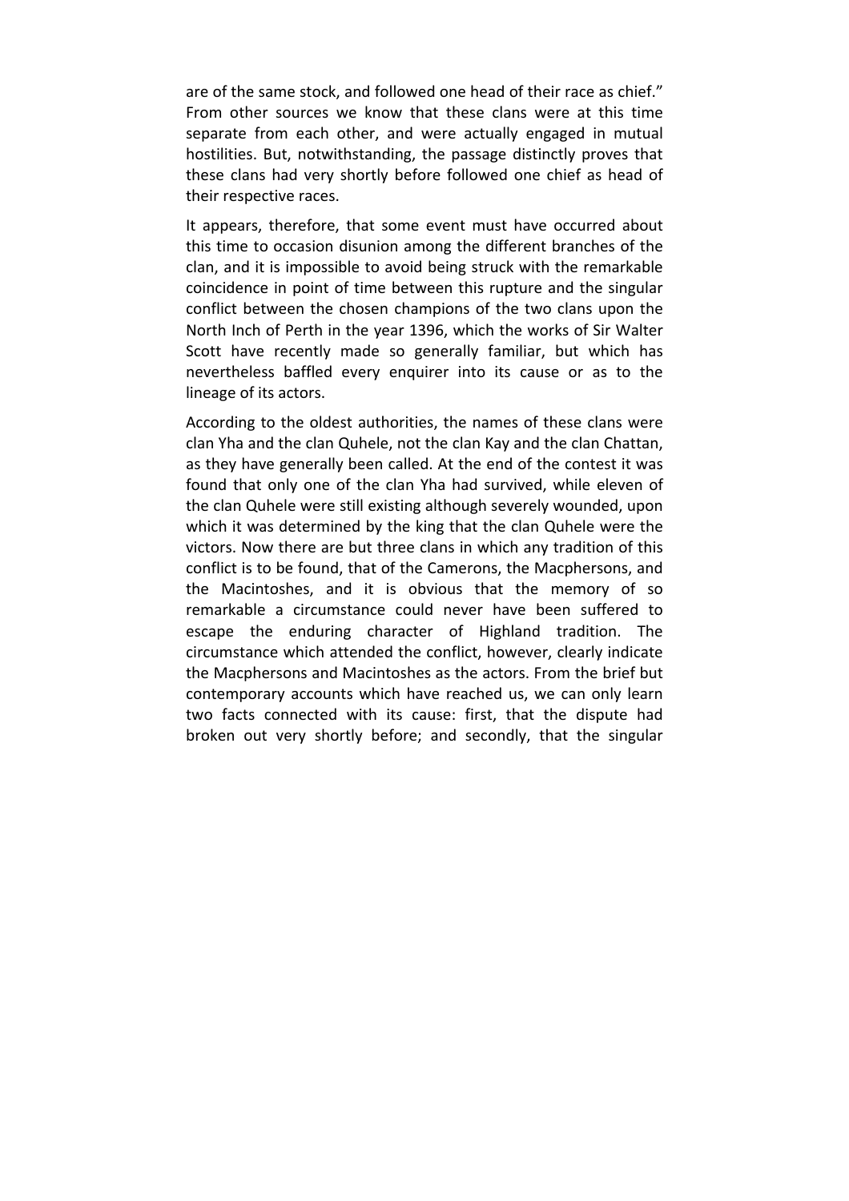are of the same stock, and followed one head of their race as chief." From other sources we know that these clans were at this time separate from each other, and were actually engaged in mutual hostilities. But, notwithstanding, the passage distinctly proves that these clans had very shortly before followed one chief as head of their respective races.

It appears, therefore, that some event must have occurred about this time to occasion disunion among the different branches of the clan, and it is impossible to avoid being struck with the remarkable coincidence in point of time between this rupture and the singular conflict between the chosen champions of the two clans upon the North Inch of Perth in the year 1396, which the works of Sir Walter Scott have recently made so generally familiar, but which has nevertheless baffled every enquirer into its cause or as to the lineage of its actors.

According to the oldest authorities, the names of these clans were clan Yha and the clan Quhele, not the clan Kay and the clan Chattan, as they have generally been called. At the end of the contest it was found that only one of the clan Yha had survived, while eleven of the clan Quhele were still existing although severely wounded, upon which it was determined by the king that the clan Quhele were the victors. Now there are but three clans in which any tradition of this conflict is to be found, that of the Camerons, the Macphersons, and the Macintoshes, and it is obvious that the memory of so remarkable a circumstance could never have been suffered to escape the enduring character of Highland tradition. The circumstance which attended the conflict, however, clearly indicate the Macphersons and Macintoshes as the actors. From the brief but contemporary accounts which have reached us, we can only learn two facts connected with its cause: first, that the dispute had broken out very shortly before; and secondly, that the singular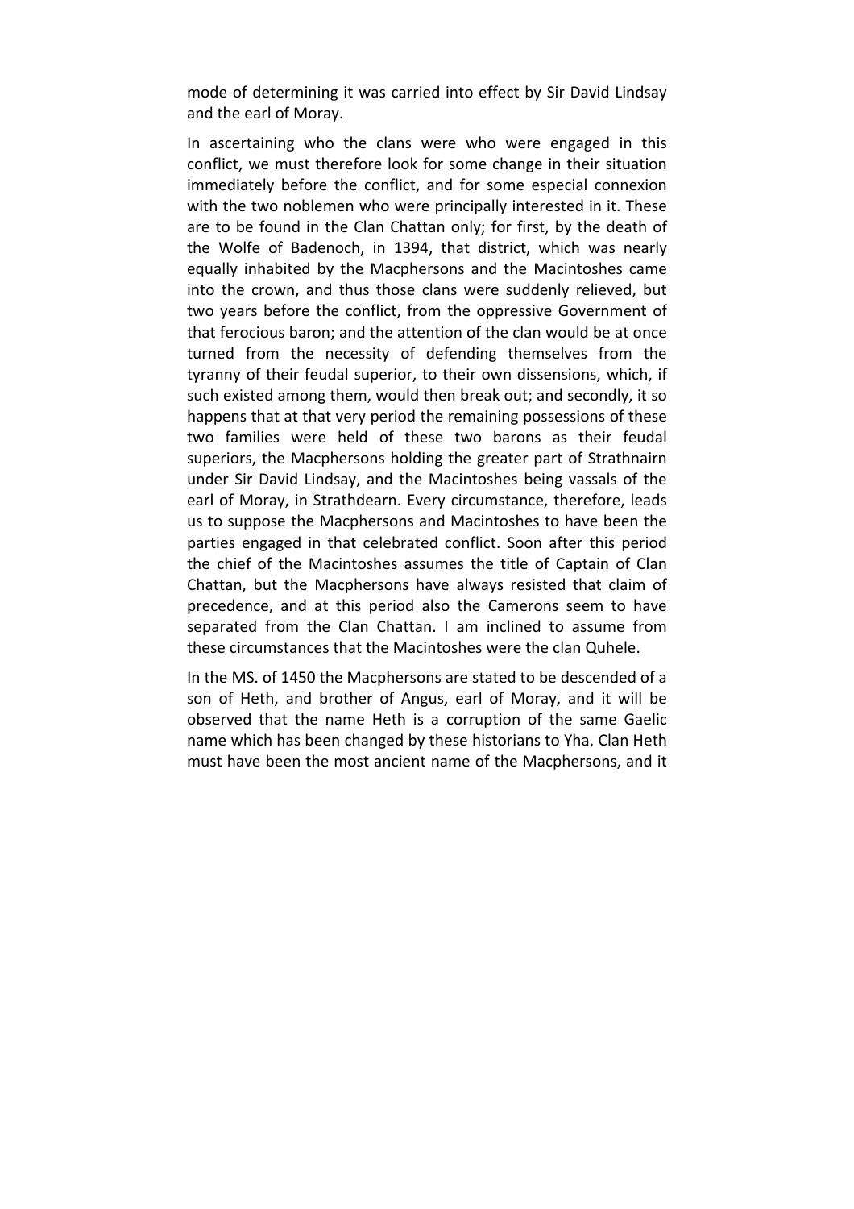mode of determining it was carried into effect by Sir David Lindsay and the earl of Moray.

In ascertaining who the clans were who were engaged in this conflict, we must therefore look for some change in their situation immediately before the conflict, and for some especial connexion with the two noblemen who were principally interested in it. These are to be found in the Clan Chattan only; for first, by the death of the Wolfe of Badenoch, in 1394, that district, which was nearly equally inhabited by the Macphersons and the Macintoshes came into the crown, and thus those clans were suddenly relieved, but two years before the conflict, from the oppressive Government of that ferocious baron; and the attention of the clan would be at once turned from the necessity of defending themselves from the tyranny of their feudal superior, to their own dissensions, which, if such existed among them, would then break out; and secondly, it so happens that at that very period the remaining possessions of these two families were held of these two barons as their feudal superiors, the Macphersons holding the greater part of Strathnairn under Sir David Lindsay, and the Macintoshes being vassals of the earl of Moray, in Strathdearn. Every circumstance, therefore, leads us to suppose the Macphersons and Macintoshes to have been the parties engaged in that celebrated conflict. Soon after this period the chief of the Macintoshes assumes the title of Captain of Clan Chattan, but the Macphersons have always resisted that claim of precedence, and at this period also the Camerons seem to have separated from the Clan Chattan. I am inclined to assume from these circumstances that the Macintoshes were the clan Quhele.

In the MS. of 1450 the Macphersons are stated to be descended of a son of Heth, and brother of Angus, earl of Moray, and it will be observed that the name Heth is a corruption of the same Gaelic name which has been changed by these historians to Yha. Clan Heth must have been the most ancient name of the Macphersons, and it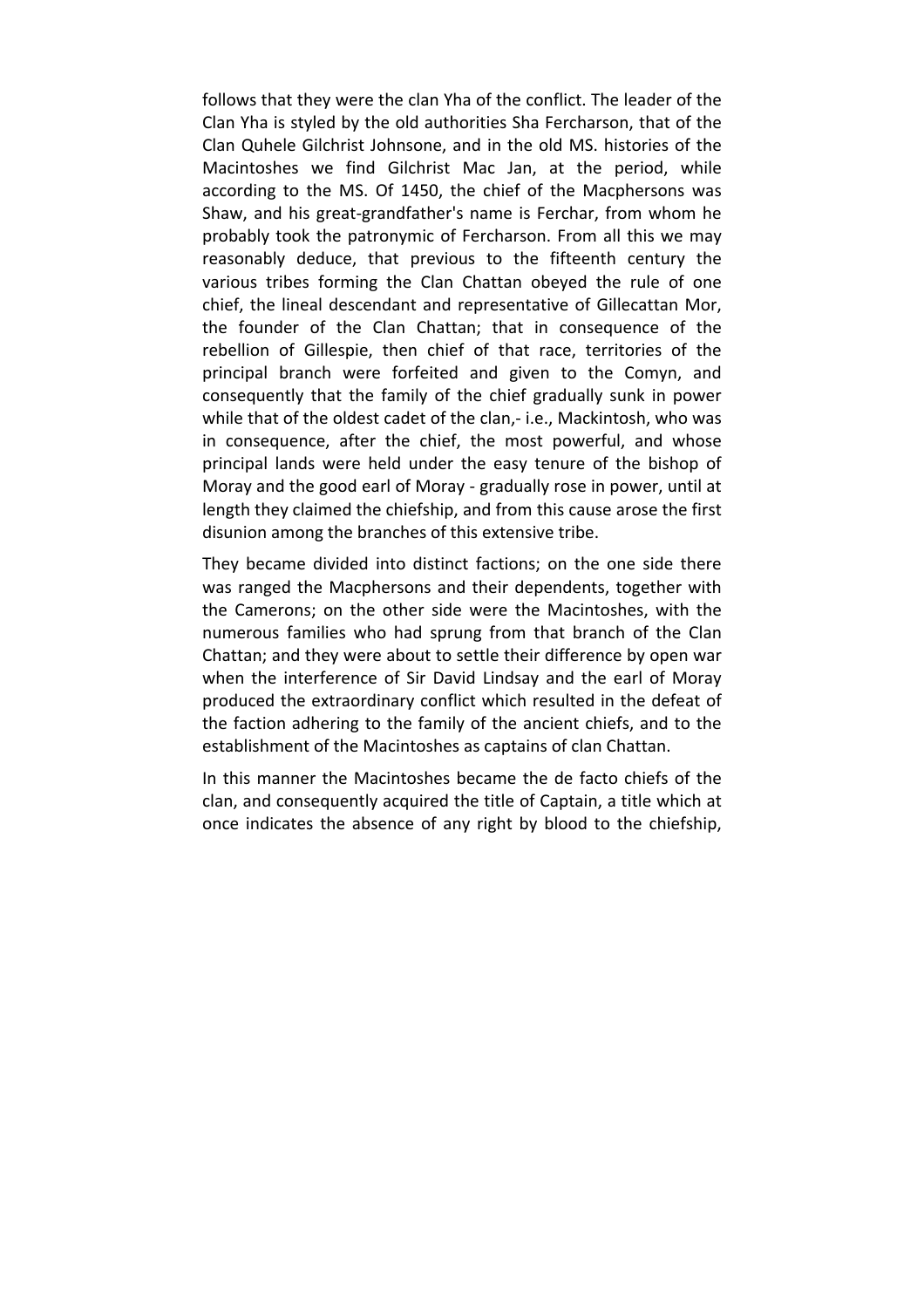follows that they were the clan Yha of the conflict. The leader of the Clan Yha is styled by the old authorities Sha Fercharson, that of the Clan Quhele Gilchrist Johnsone, and in the old MS. histories of the Macintoshes we find Gilchrist Mac Jan, at the period, while according to the MS. Of 1450, the chief of the Macphersons was Shaw, and his great-grandfather's name is Ferchar, from whom he probably took the patronymic of Fercharson. From all this we may reasonably deduce, that previous to the fifteenth century the various tribes forming the Clan Chattan obeyed the rule of one chief, the lineal descendant and representative of Gillecattan Mor, the founder of the Clan Chattan; that in consequence of the rebellion of Gillespie, then chief of that race, territories of the principal branch were forfeited and given to the Comyn, and consequently that the family of the chief gradually sunk in power while that of the oldest cadet of the clan,- i.e., Mackintosh, who was in consequence, after the chief, the most powerful, and whose principal lands were held under the easy tenure of the bishop of Moray and the good earl of Moray - gradually rose in power, until at length they claimed the chiefship, and from this cause arose the first disunion among the branches of this extensive tribe.

They became divided into distinct factions; on the one side there was ranged the Macphersons and their dependents, together with the Camerons; on the other side were the Macintoshes, with the numerous families who had sprung from that branch of the Clan Chattan; and they were about to settle their difference by open war when the interference of Sir David Lindsay and the earl of Moray produced the extraordinary conflict which resulted in the defeat of the faction adhering to the family of the ancient chiefs, and to the establishment of the Macintoshes as captains of clan Chattan.

In this manner the Macintoshes became the de facto chiefs of the clan, and consequently acquired the title of Captain, a title which at once indicates the absence of any right by blood to the chiefship,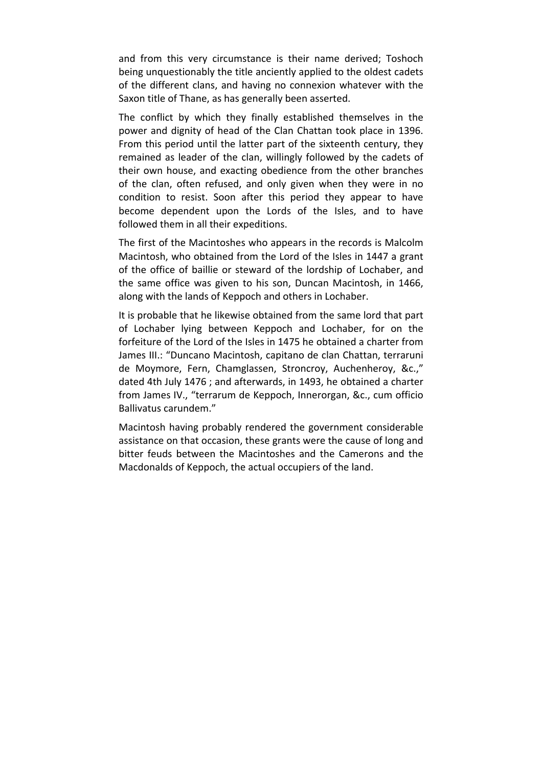and from this very circumstance is their name derived; Toshoch being unquestionably the title anciently applied to the oldest cadets of the different clans, and having no connexion whatever with the Saxon title of Thane, as has generally been asserted.

The conflict by which they finally established themselves in the power and dignity of head of the Clan Chattan took place in 1396. From this period until the latter part of the sixteenth century, they remained as leader of the clan, willingly followed by the cadets of their own house, and exacting obedience from the other branches of the clan, often refused, and only given when they were in no condition to resist. Soon after this period they appear to have become dependent upon the Lords of the Isles, and to have followed them in all their expeditions.

The first of the Macintoshes who appears in the records is Malcolm Macintosh, who obtained from the Lord of the Isles in 1447 a grant of the office of baillie or steward of the lordship of Lochaber, and the same office was given to his son, Duncan Macintosh, in 1466, along with the lands of Keppoch and others in Lochaber.

It is probable that he likewise obtained from the same lord that part of Lochaber lying between Keppoch and Lochaber, for on the forfeiture of the Lord of the Isles in 1475 he obtained a charter from James III.: "Duncano Macintosh, capitano de clan Chattan, terraruni de Moymore, Fern, Chamglassen, Stroncroy, Auchenheroy, &c.," dated 4th July 1476 ; and afterwards, in 1493, he obtained a charter from James IV., "terrarum de Keppoch, Innerorgan, &c., cum officio Ballivatus carundem."

Macintosh having probably rendered the government considerable assistance on that occasion, these grants were the cause of long and bitter feuds between the Macintoshes and the Camerons and the Macdonalds of Keppoch, the actual occupiers of the land.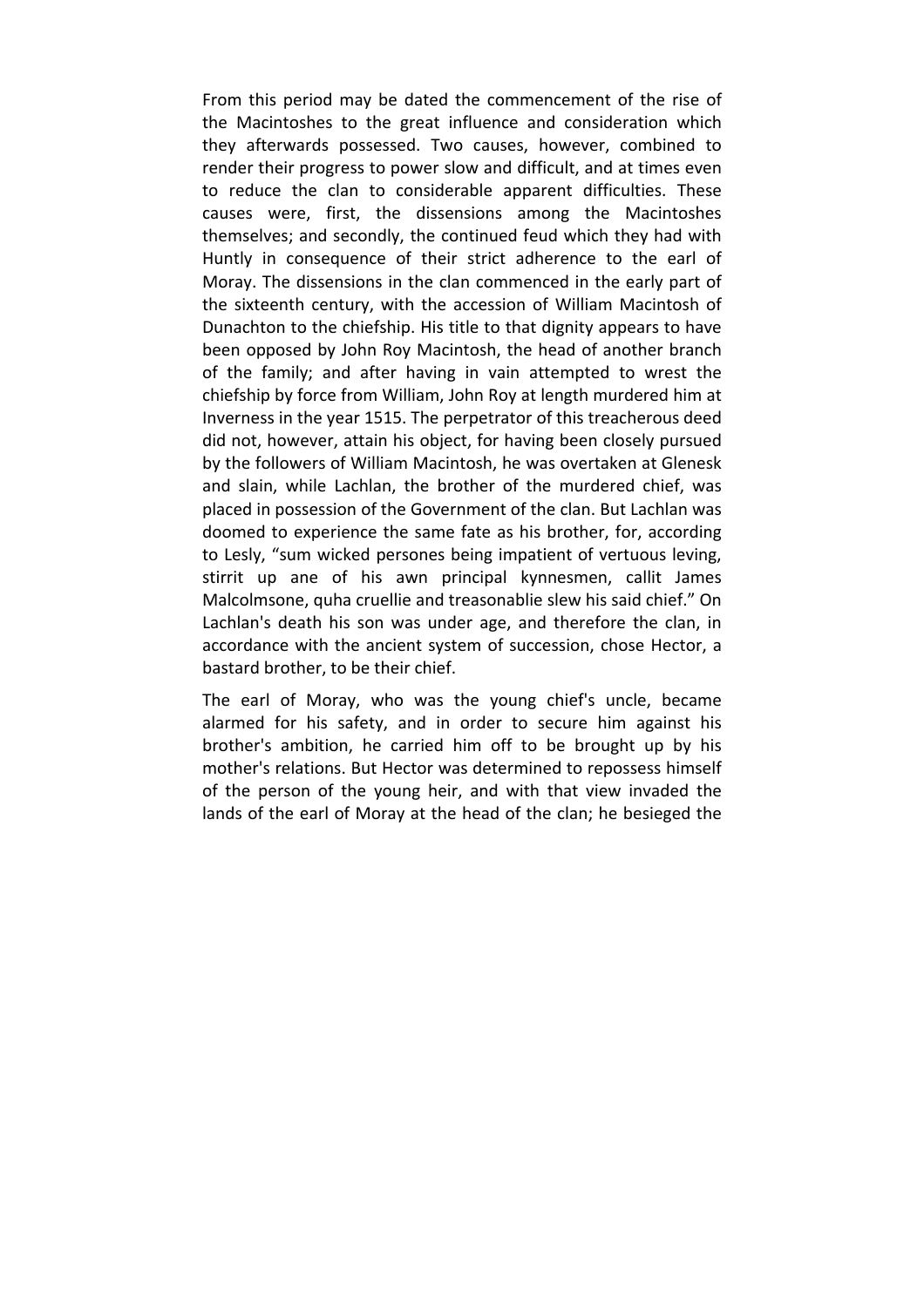From this period may be dated the commencement of the rise of the Macintoshes to the great influence and consideration which they afterwards possessed. Two causes, however, combined to render their progress to power slow and difficult, and at times even to reduce the clan to considerable apparent difficulties. These causes were, first, the dissensions among the Macintoshes themselves; and secondly, the continued feud which they had with Huntly in consequence of their strict adherence to the earl of Moray. The dissensions in the clan commenced in the early part of the sixteenth century, with the accession of William Macintosh of Dunachton to the chiefship. His title to that dignity appears to have been opposed by John Roy Macintosh, the head of another branch of the family; and after having in vain attempted to wrest the chiefship by force from William, John Roy at length murdered him at Inverness in the year 1515. The perpetrator of this treacherous deed did not, however, attain his object, for having been closely pursued by the followers of William Macintosh, he was overtaken at Glenesk and slain, while Lachlan, the brother of the murdered chief, was placed in possession of the Government of the clan. But Lachlan was doomed to experience the same fate as his brother, for, according to Lesly, "sum wicked persones being impatient of vertuous leving, stirrit up ane of his awn principal kynnesmen, callit James Malcolmsone, quha cruellie and treasonablie slew his said chief." On Lachlan's death his son was under age, and therefore the clan, in accordance with the ancient system of succession, chose Hector, a bastard brother, to be their chief.

The earl of Moray, who was the young chief's uncle, became alarmed for his safety, and in order to secure him against his brother's ambition, he carried him off to be brought up by his mother's relations. But Hector was determined to repossess himself of the person of the young heir, and with that view invaded the lands of the earl of Moray at the head of the clan; he besieged the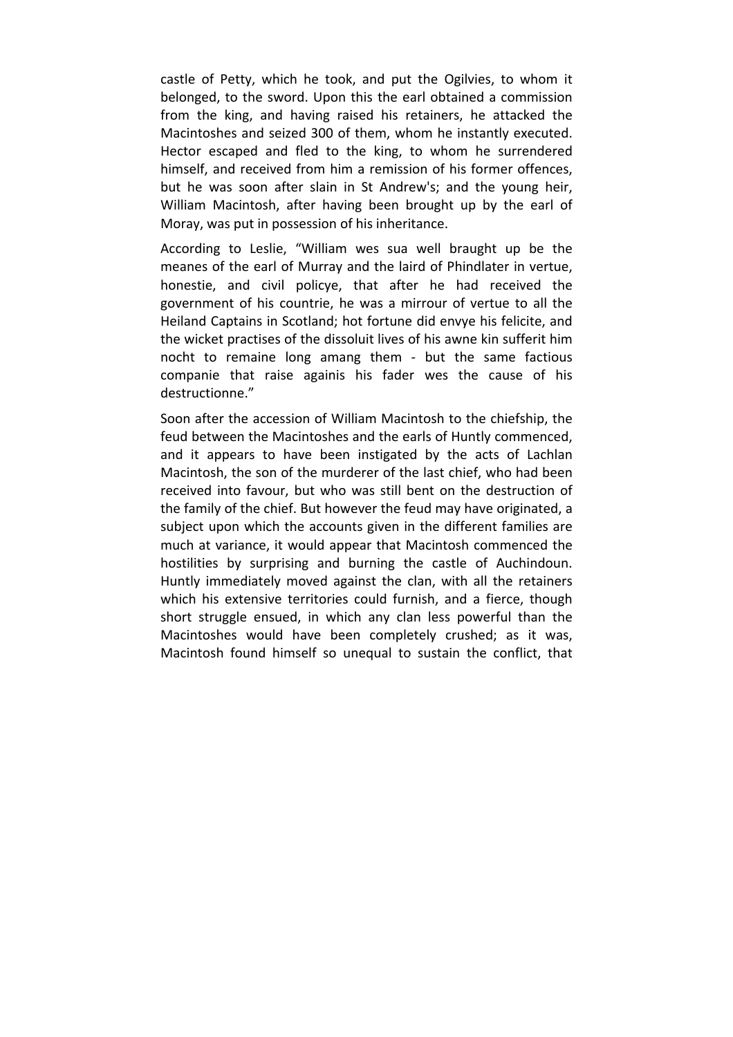castle of Petty, which he took, and put the Ogilvies, to whom it belonged, to the sword. Upon this the earl obtained a commission from the king, and having raised his retainers, he attacked the Macintoshes and seized 300 of them, whom he instantly executed. Hector escaped and fled to the king, to whom he surrendered himself, and received from him a remission of his former offences, but he was soon after slain in St Andrew's; and the young heir, William Macintosh, after having been brought up by the earl of Moray, was put in possession of his inheritance.

According to Leslie, "William wes sua well braught up be the meanes of the earl of Murray and the laird of Phindlater in vertue, honestie, and civil policye, that after he had received the government of his countrie, he was a mirrour of vertue to all the Heiland Captains in Scotland; hot fortune did envye his felicite, and the wicket practises of the dissoluit lives of his awne kin sufferit him nocht to remaine long amang them - but the same factious companie that raise againis his fader wes the cause of his destructionne."

Soon after the accession of William Macintosh to the chiefship, the feud between the Macintoshes and the earls of Huntly commenced, and it appears to have been instigated by the acts of Lachlan Macintosh, the son of the murderer of the last chief, who had been received into favour, but who was still bent on the destruction of the family of the chief. But however the feud may have originated, a subject upon which the accounts given in the different families are much at variance, it would appear that Macintosh commenced the hostilities by surprising and burning the castle of Auchindoun. Huntly immediately moved against the clan, with all the retainers which his extensive territories could furnish, and a fierce, though short struggle ensued, in which any clan less powerful than the Macintoshes would have been completely crushed; as it was, Macintosh found himself so unequal to sustain the conflict, that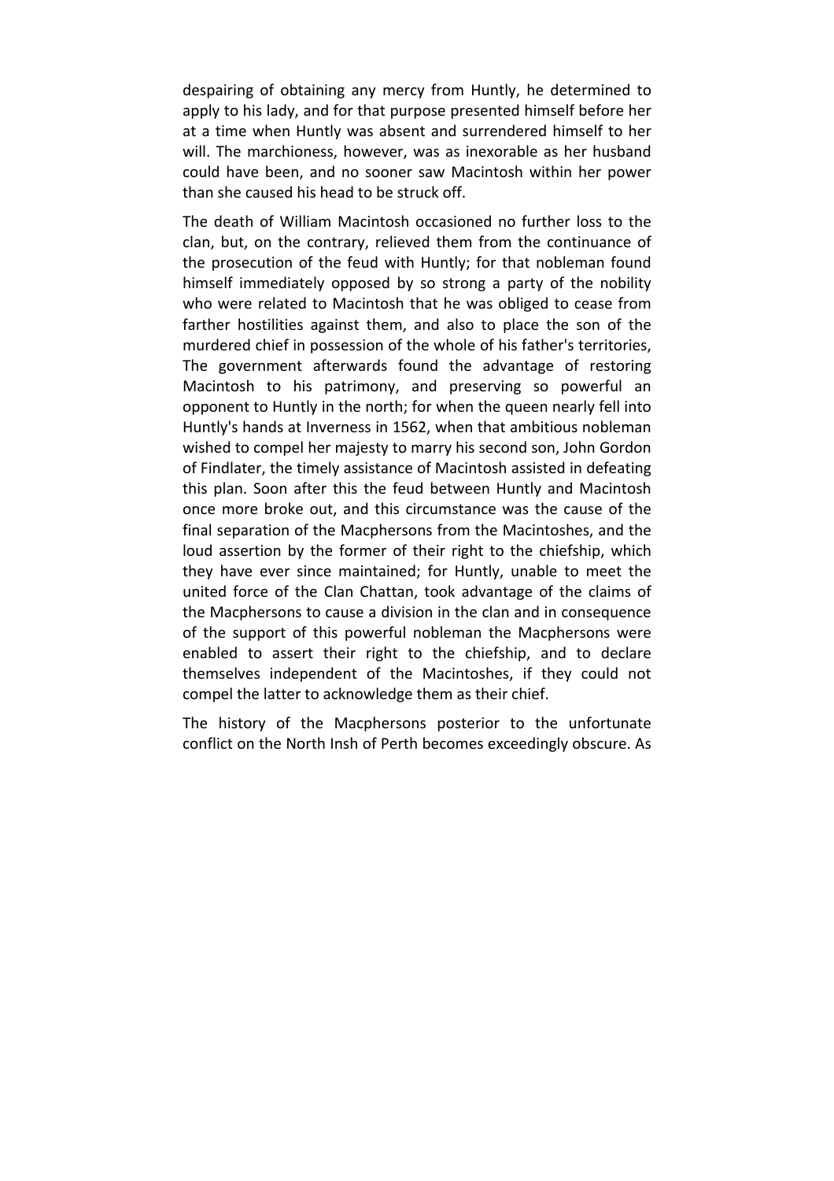despairing of obtaining any mercy from Huntly, he determined to apply to his lady, and for that purpose presented himself before her at a time when Huntly was absent and surrendered himself to her will. The marchioness, however, was as inexorable as her husband could have been, and no sooner saw Macintosh within her power than she caused his head to be struck off.

The death of William Macintosh occasioned no further loss to the clan, but, on the contrary, relieved them from the continuance of the prosecution of the feud with Huntly; for that nobleman found himself immediately opposed by so strong a party of the nobility who were related to Macintosh that he was obliged to cease from farther hostilities against them, and also to place the son of the murdered chief in possession of the whole of his father's territories, The government afterwards found the advantage of restoring Macintosh to his patrimony, and preserving so powerful an opponent to Huntly in the north; for when the queen nearly fell into Huntly's hands at Inverness in 1562, when that ambitious nobleman wished to compel her majesty to marry his second son, John Gordon of Findlater, the timely assistance of Macintosh assisted in defeating this plan. Soon after this the feud between Huntly and Macintosh once more broke out, and this circumstance was the cause of the final separation of the Macphersons from the Macintoshes, and the loud assertion by the former of their right to the chiefship, which they have ever since maintained; for Huntly, unable to meet the united force of the Clan Chattan, took advantage of the claims of the Macphersons to cause a division in the clan and in consequence of the support of this powerful nobleman the Macphersons were enabled to assert their right to the chiefship, and to declare themselves independent of the Macintoshes, if they could not compel the latter to acknowledge them as their chief.

The history of the Macphersons posterior to the unfortunate conflict on the North Insh of Perth becomes exceedingly obscure. As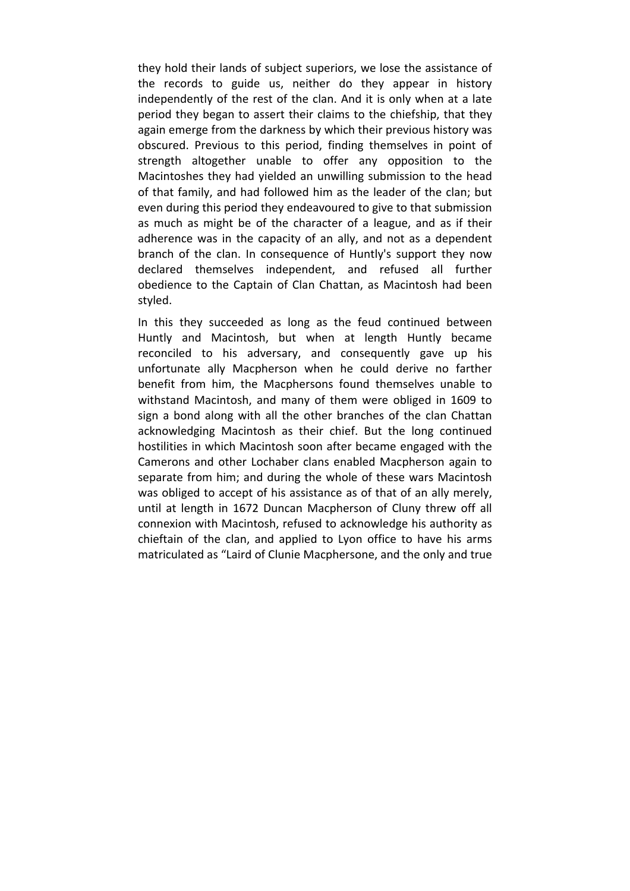they hold their lands of subject superiors, we lose the assistance of the records to guide us, neither do they appear in history independently of the rest of the clan. And it is only when at a late period they began to assert their claims to the chiefship, that they again emerge from the darkness by which their previous history was obscured. Previous to this period, finding themselves in point of strength altogether unable to offer any opposition to the Macintoshes they had yielded an unwilling submission to the head of that family, and had followed him as the leader of the clan; but even during this period they endeavoured to give to that submission as much as might be of the character of a league, and as if their adherence was in the capacity of an ally, and not as a dependent branch of the clan. In consequence of Huntly's support they now declared themselves independent, and refused all further obedience to the Captain of Clan Chattan, as Macintosh had been styled.

In this they succeeded as long as the feud continued between Huntly and Macintosh, but when at length Huntly became reconciled to his adversary, and consequently gave up his unfortunate ally Macpherson when he could derive no farther benefit from him, the Macphersons found themselves unable to withstand Macintosh, and many of them were obliged in 1609 to sign a bond along with all the other branches of the clan Chattan acknowledging Macintosh as their chief. But the long continued hostilities in which Macintosh soon after became engaged with the Camerons and other Lochaber clans enabled Macpherson again to separate from him; and during the whole of these wars Macintosh was obliged to accept of his assistance as of that of an ally merely, until at length in 1672 Duncan Macpherson of Cluny threw off all connexion with Macintosh, refused to acknowledge his authority as chieftain of the clan, and applied to Lyon office to have his arms matriculated as "Laird of Clunie Macphersone, and the only and true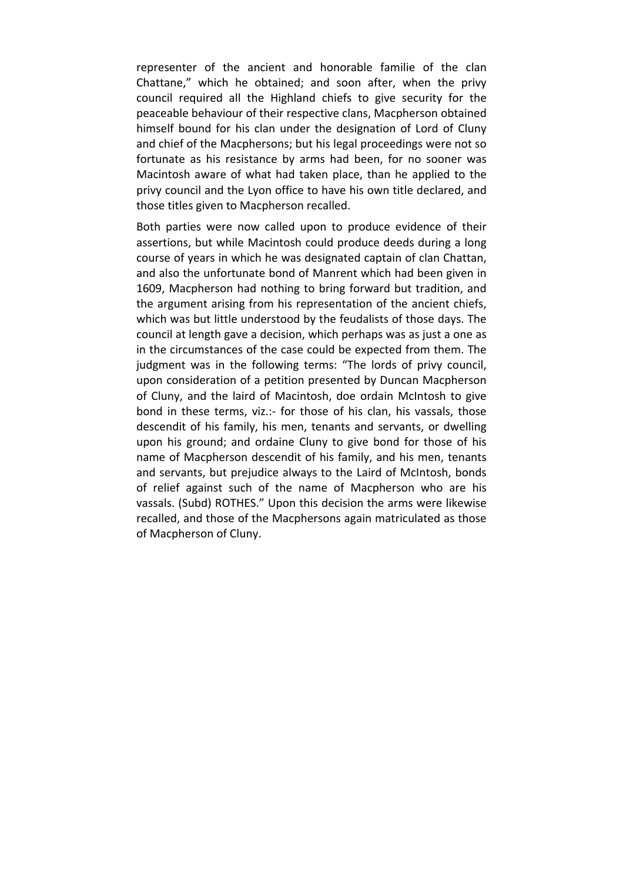representer of the ancient and honorable familie of the clan Chattane," which he obtained; and soon after, when the privy council required all the Highland chiefs to give security for the peaceable behaviour of their respective clans, Macpherson obtained himself bound for his clan under the designation of Lord of Cluny and chief of the Macphersons; but his legal proceedings were not so fortunate as his resistance by arms had been, for no sooner was Macintosh aware of what had taken place, than he applied to the privy council and the Lyon office to have his own title declared, and those titles given to Macpherson recalled.

Both parties were now called upon to produce evidence of their assertions, but while Macintosh could produce deeds during a long course of years in which he was designated captain of clan Chattan, and also the unfortunate bond of Manrent which had been given in 1609, Macpherson had nothing to bring forward but tradition, and the argument arising from his representation of the ancient chiefs, which was but little understood by the feudalists of those days. The council at length gave a decision, which perhaps was as just a one as in the circumstances of the case could be expected from them. The judgment was in the following terms: "The lords of privy council, upon consideration of a petition presented by Duncan Macpherson of Cluny, and the laird of Macintosh, doe ordain McIntosh to give bond in these terms, viz.:- for those of his clan, his vassals, those descendit of his family, his men, tenants and servants, or dwelling upon his ground; and ordaine Cluny to give bond for those of his name of Macpherson descendit of his family, and his men, tenants and servants, but prejudice always to the Laird of McIntosh, bonds of relief against such of the name of Macpherson who are his vassals. (Subd) ROTHES." Upon this decision the arms were likewise recalled, and those of the Macphersons again matriculated as those of Macpherson of Cluny.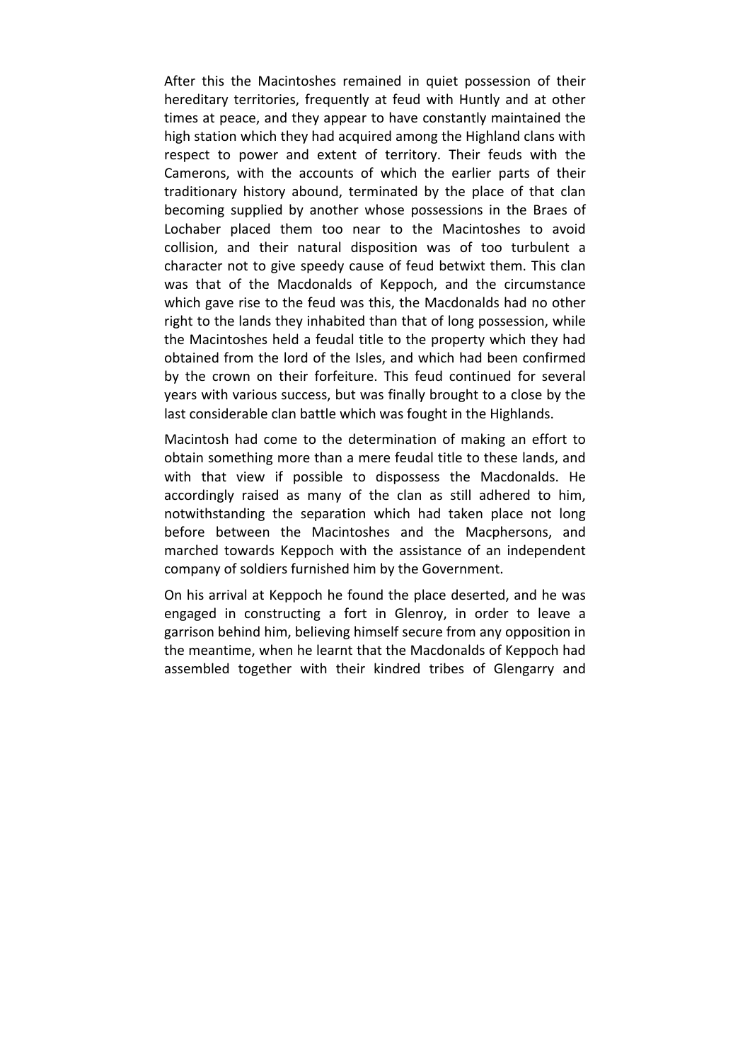After this the Macintoshes remained in quiet possession of their hereditary territories, frequently at feud with Huntly and at other times at peace, and they appear to have constantly maintained the high station which they had acquired among the Highland clans with respect to power and extent of territory. Their feuds with the Camerons, with the accounts of which the earlier parts of their traditionary history abound, terminated by the place of that clan becoming supplied by another whose possessions in the Braes of Lochaber placed them too near to the Macintoshes to avoid collision, and their natural disposition was of too turbulent a character not to give speedy cause of feud betwixt them. This clan was that of the Macdonalds of Keppoch, and the circumstance which gave rise to the feud was this, the Macdonalds had no other right to the lands they inhabited than that of long possession, while the Macintoshes held a feudal title to the property which they had obtained from the lord of the Isles, and which had been confirmed by the crown on their forfeiture. This feud continued for several years with various success, but was finally brought to a close by the last considerable clan battle which was fought in the Highlands.

Macintosh had come to the determination of making an effort to obtain something more than a mere feudal title to these lands, and with that view if possible to dispossess the Macdonalds. He accordingly raised as many of the clan as still adhered to him, notwithstanding the separation which had taken place not long before between the Macintoshes and the Macphersons, and marched towards Keppoch with the assistance of an independent company of soldiers furnished him by the Government.

On his arrival at Keppoch he found the place deserted, and he was engaged in constructing a fort in Glenroy, in order to leave a garrison behind him, believing himself secure from any opposition in the meantime, when he learnt that the Macdonalds of Keppoch had assembled together with their kindred tribes of Glengarry and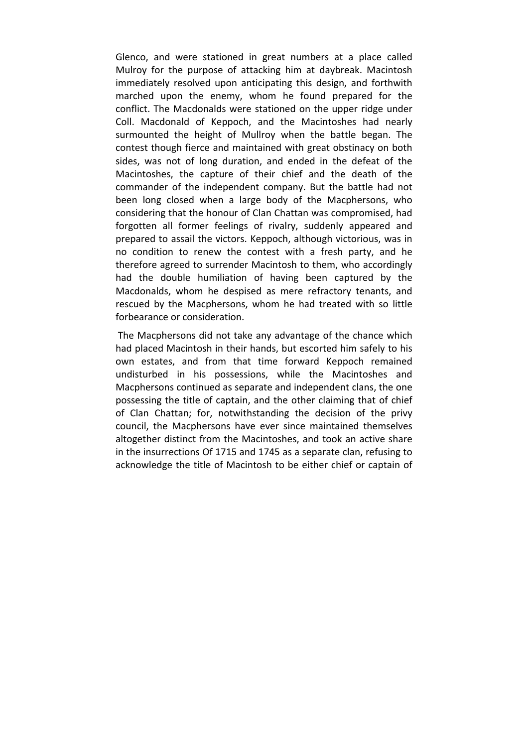Glenco, and were stationed in great numbers at a place called Mulroy for the purpose of attacking him at daybreak. Macintosh immediately resolved upon anticipating this design, and forthwith marched upon the enemy, whom he found prepared for the conflict. The Macdonalds were stationed on the upper ridge under Coll. Macdonald of Keppoch, and the Macintoshes had nearly surmounted the height of Mullroy when the battle began. The contest though fierce and maintained with great obstinacy on both sides, was not of long duration, and ended in the defeat of the Macintoshes, the capture of their chief and the death of the commander of the independent company. But the battle had not been long closed when a large body of the Macphersons, who considering that the honour of Clan Chattan was compromised, had forgotten all former feelings of rivalry, suddenly appeared and prepared to assail the victors. Keppoch, although victorious, was in no condition to renew the contest with a fresh party, and he therefore agreed to surrender Macintosh to them, who accordingly had the double humiliation of having been captured by the Macdonalds, whom he despised as mere refractory tenants, and rescued by the Macphersons, whom he had treated with so little forbearance or consideration.

The Macphersons did not take any advantage of the chance which had placed Macintosh in their hands, but escorted him safely to his own estates, and from that time forward Keppoch remained undisturbed in his possessions, while the Macintoshes and Macphersons continued as separate and independent clans, the one possessing the title of captain, and the other claiming that of chief of Clan Chattan; for, notwithstanding the decision of the privy council, the Macphersons have ever since maintained themselves altogether distinct from the Macintoshes, and took an active share in the insurrections Of 1715 and 1745 as a separate clan, refusing to acknowledge the title of Macintosh to be either chief or captain of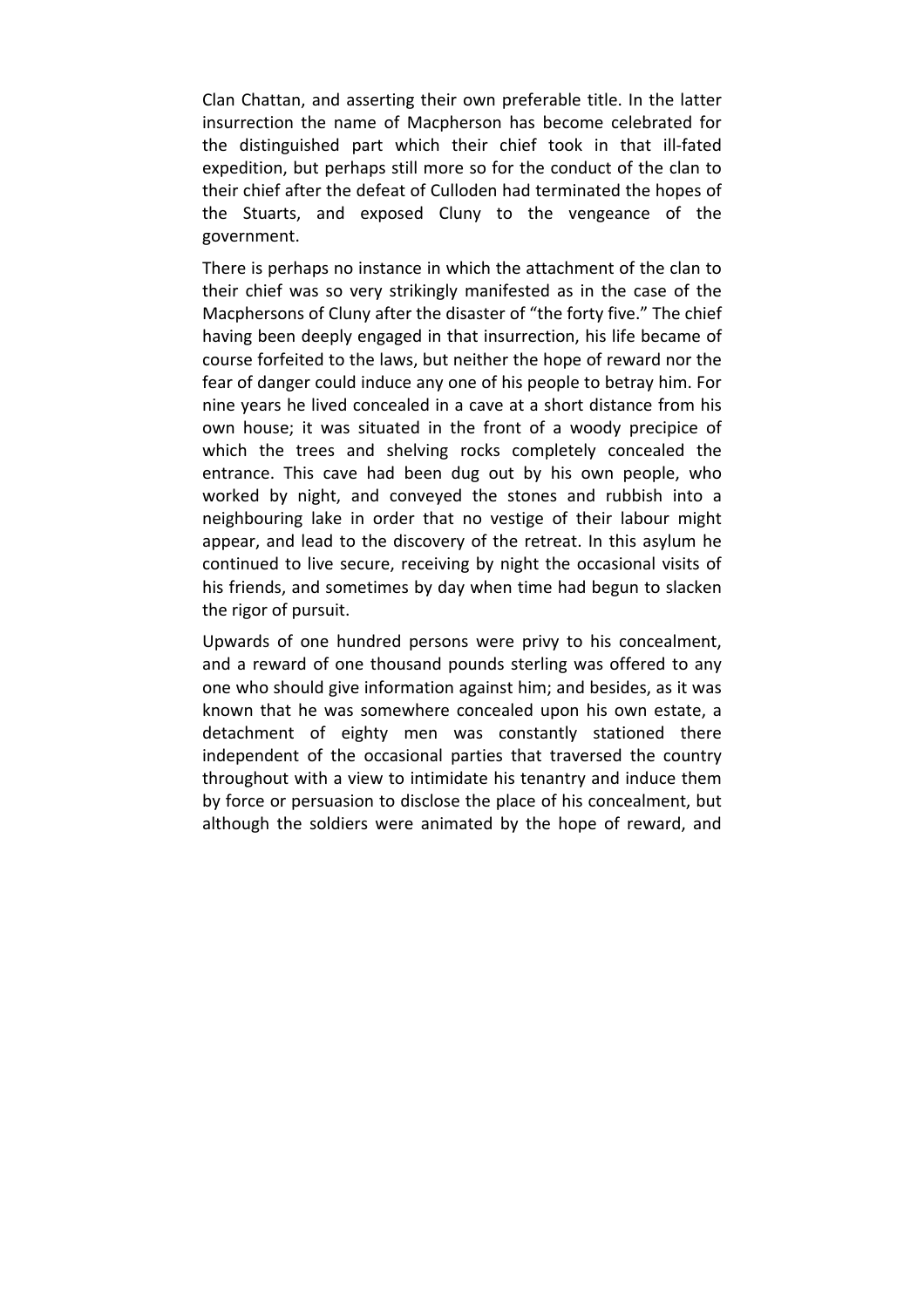Clan Chattan, and asserting their own preferable title. In the latter insurrection the name of Macpherson has become celebrated for the distinguished part which their chief took in that ill-fated expedition, but perhaps still more so for the conduct of the clan to their chief after the defeat of Culloden had terminated the hopes of the Stuarts, and exposed Cluny to the vengeance of the government.

There is perhaps no instance in which the attachment of the clan to their chief was so very strikingly manifested as in the case of the Macphersons of Cluny after the disaster of "the forty five." The chief having been deeply engaged in that insurrection, his life became of course forfeited to the laws, but neither the hope of reward nor the fear of danger could induce any one of his people to betray him. For nine years he lived concealed in a cave at a short distance from his own house; it was situated in the front of a woody precipice of which the trees and shelving rocks completely concealed the entrance. This cave had been dug out by his own people, who worked by night, and conveyed the stones and rubbish into a neighbouring lake in order that no vestige of their labour might appear, and lead to the discovery of the retreat. In this asylum he continued to live secure, receiving by night the occasional visits of his friends, and sometimes by day when time had begun to slacken the rigor of pursuit.

Upwards of one hundred persons were privy to his concealment, and a reward of one thousand pounds sterling was offered to any one who should give information against him; and besides, as it was known that he was somewhere concealed upon his own estate, a detachment of eighty men was constantly stationed there independent of the occasional parties that traversed the country throughout with a view to intimidate his tenantry and induce them by force or persuasion to disclose the place of his concealment, but although the soldiers were animated by the hope of reward, and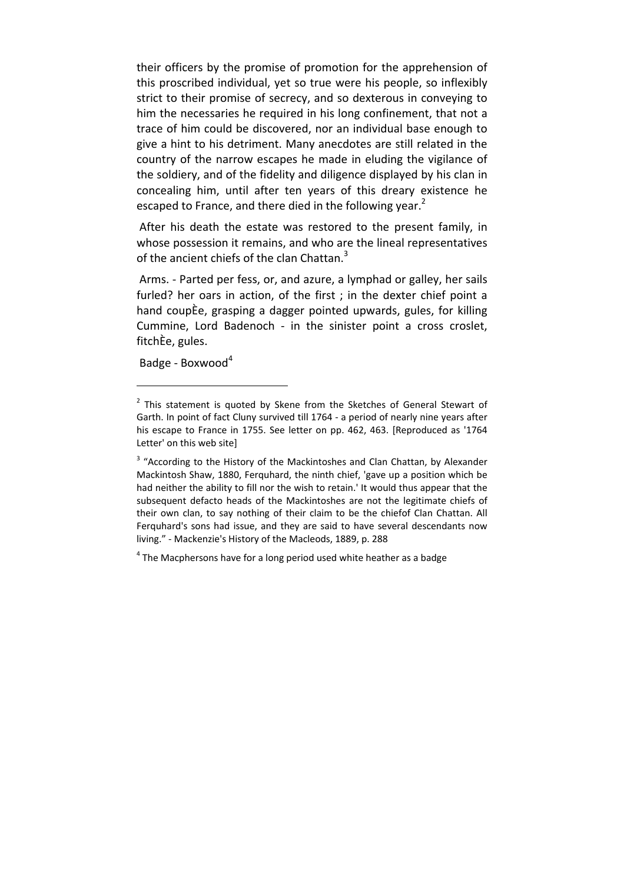their officers by the promise of promotion for the apprehension of this proscribed individual, yet so true were his people, so inflexibly strict to their promise of secrecy, and so dexterous in conveying to him the necessaries he required in his long confinement, that not a trace of him could be discovered, nor an individual base enough to give a hint to his detriment. Many anecdotes are still related in the country of the narrow escapes he made in eluding the vigilance of the soldiery, and of the fidelity and diligence displayed by his clan in concealing him, until after ten years of this dreary existence he escaped to France, and there died in the following year.[2]

After his death the estate was restored to the present family, in whose possession it remains, and who are the lineal representatives of the ancient chiefs of the clan Chattan.[3]

Arms. - Parted per fess, or, and azure, a lymphad or galley, her sails furled? her oars in action, of the first ; in the dexter chief point a hand coupÈe, grasping a dagger pointed upwards, gules, for killing Cummine, Lord Badenoch - in the sinister point a cross croslet, fitchÈe, gules.

Badge - Boxwood[4]

---

[2] This statement is quoted by Skene from the Sketches of General Stewart of Garth. In point of fact Cluny survived till 1764 - a period of nearly nine years after his escape to France in 1755. See letter on pp. 462, 463. [Reproduced as '1764 Letter' on this web site]

[3] "According to the History of the Mackintoshes and Clan Chattan, by Alexander Mackintosh Shaw, 1880, Ferquhard, the ninth chief, 'gave up a position which be had neither the ability to fill nor the wish to retain.' It would thus appear that the subsequent defacto heads of the Mackintoshes are not the legitimate chiefs of their own clan, to say nothing of their claim to be the chiefof Clan Chattan. All Ferquhard's sons had issue, and they are said to have several descendants now living." - Mackenzie's History of the Macleods, 1889, p. 288

[4] The Macphersons have for a long period used white heather as a badge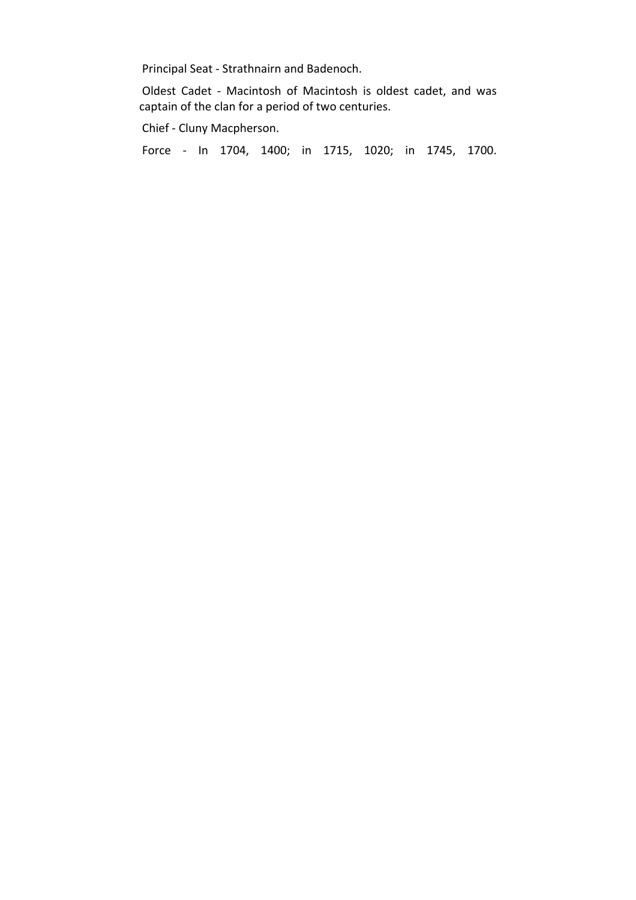Principal Seat - Strathnairn and Badenoch.

Oldest Cadet - Macintosh of Macintosh is oldest cadet, and was captain of the clan for a period of two centuries.

Chief - Cluny Macpherson.

Force - In 1704, 1400; in 1715, 1020; in 1745, 1700.